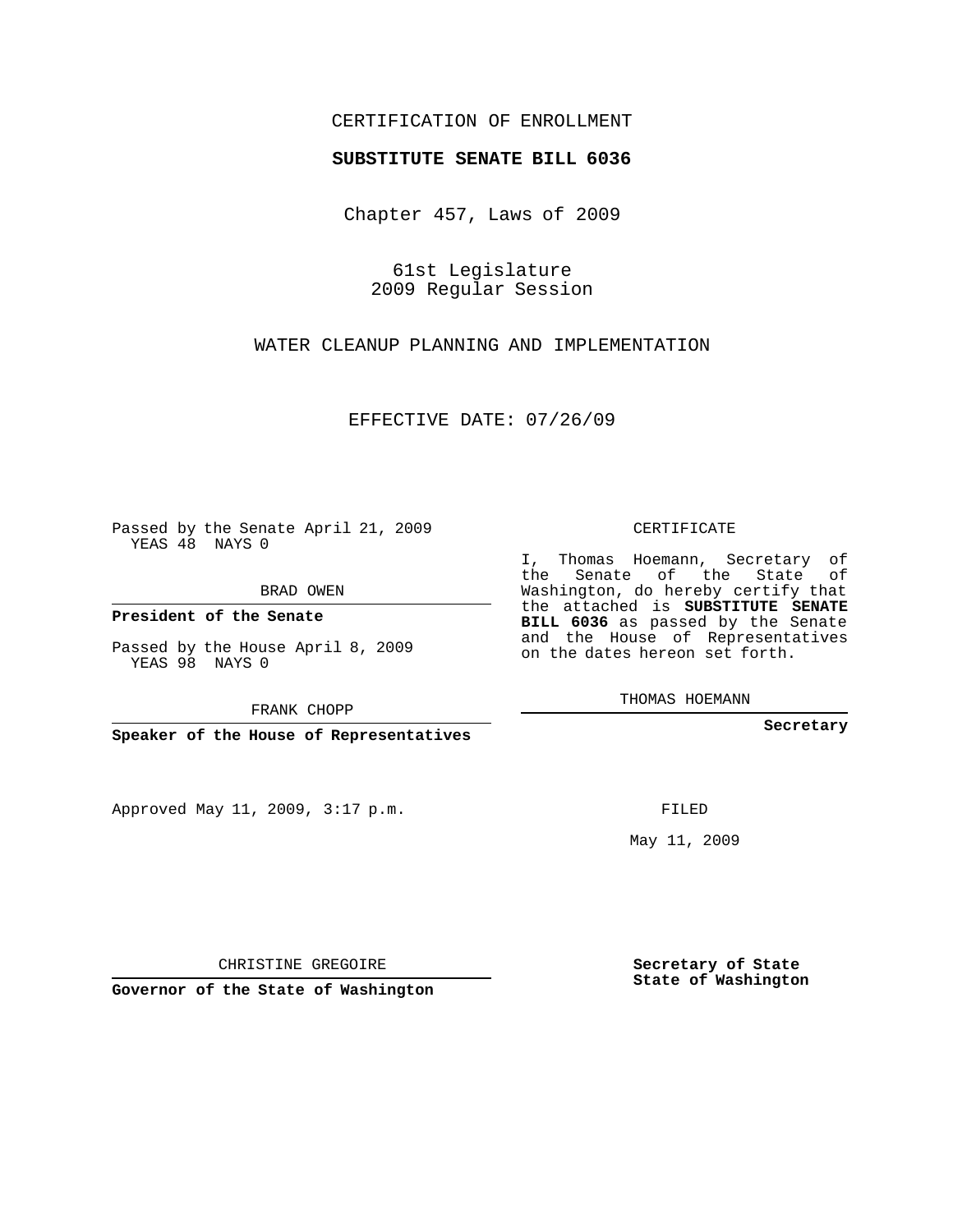CERTIFICATION OF ENROLLMENT

**SUBSTITUTE SENATE BILL 6036**

Chapter 457, Laws of 2009

61st Legislature
2009 Regular Session

WATER CLEANUP PLANNING AND IMPLEMENTATION

EFFECTIVE DATE: 07/26/09

Passed by the Senate April 21, 2009
YEAS 48 NAYS 0

BRAD OWEN

**President of the Senate**

Passed by the House April 8, 2009
YEAS 98 NAYS 0

FRANK CHOPP

**Speaker of the House of Representatives**

CERTIFICATE

I, Thomas Hoemann, Secretary of the Senate of the State of Washington, do hereby certify that the attached is **SUBSTITUTE SENATE BILL 6036** as passed by the Senate and the House of Representatives on the dates hereon set forth.

THOMAS HOEMANN

**Secretary**

Approved May 11, 2009, 3:17 p.m.

FILED

May 11, 2009

CHRISTINE GREGOIRE

**Governor of the State of Washington**

**Secretary of State**
**State of Washington**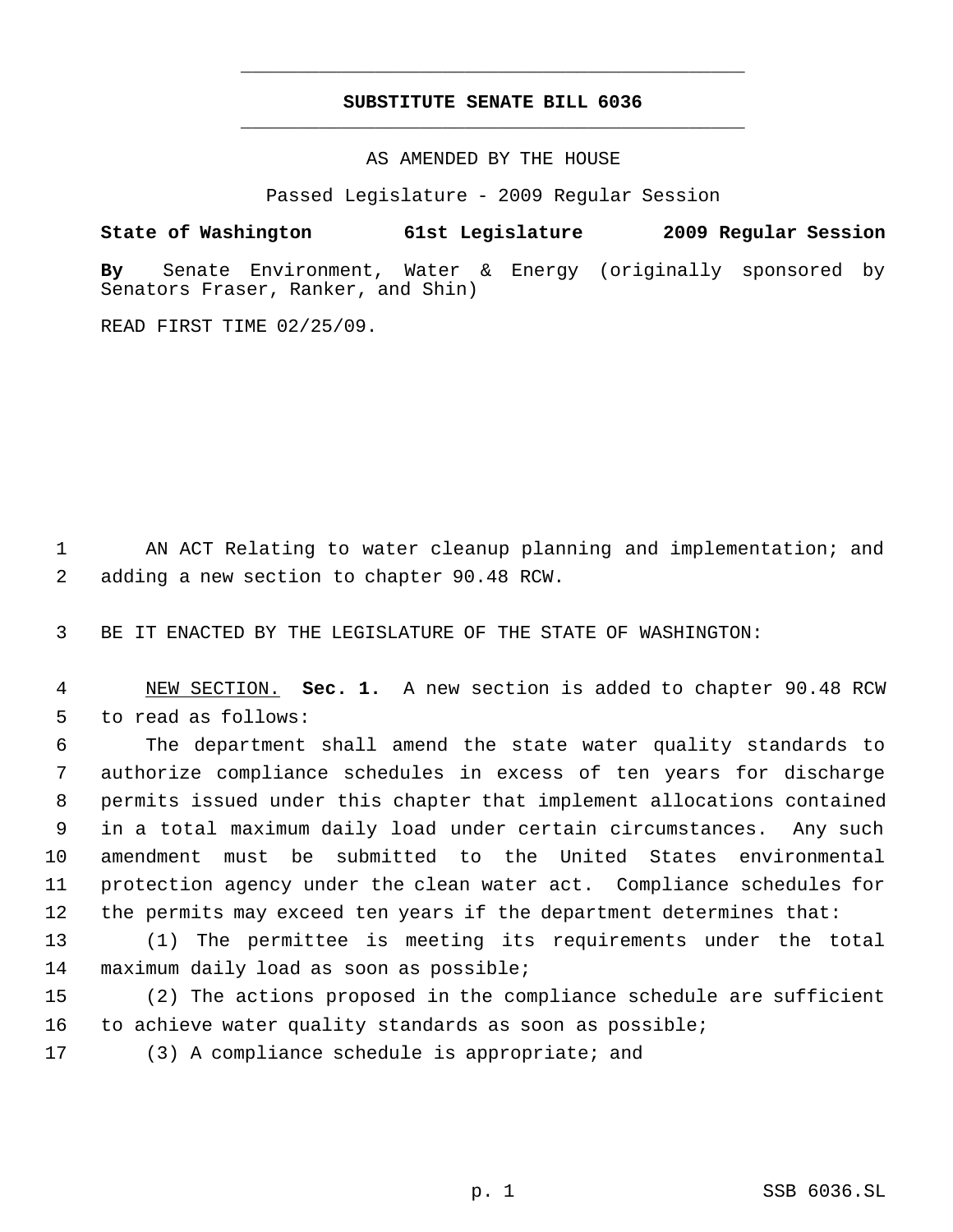# SUBSTITUTE SENATE BILL 6036

AS AMENDED BY THE HOUSE

Passed Legislature - 2009 Regular Session

**State of Washington 61st Legislature 2009 Regular Session**

**By** Senate Environment, Water & Energy (originally sponsored by Senators Fraser, Ranker, and Shin)

READ FIRST TIME 02/25/09.

1 AN ACT Relating to water cleanup planning and implementation; and
2 adding a new section to chapter 90.48 RCW.

3 BE IT ENACTED BY THE LEGISLATURE OF THE STATE OF WASHINGTON:

4 NEW SECTION. **Sec. 1.** A new section is added to chapter 90.48 RCW
5 to read as follows:

6 The department shall amend the state water quality standards to
7 authorize compliance schedules in excess of ten years for discharge
8 permits issued under this chapter that implement allocations contained
9 in a total maximum daily load under certain circumstances. Any such
10 amendment must be submitted to the United States environmental
11 protection agency under the clean water act. Compliance schedules for
12 the permits may exceed ten years if the department determines that:

13 (1) The permittee is meeting its requirements under the total
14 maximum daily load as soon as possible;

15 (2) The actions proposed in the compliance schedule are sufficient
16 to achieve water quality standards as soon as possible;

17 (3) A compliance schedule is appropriate; and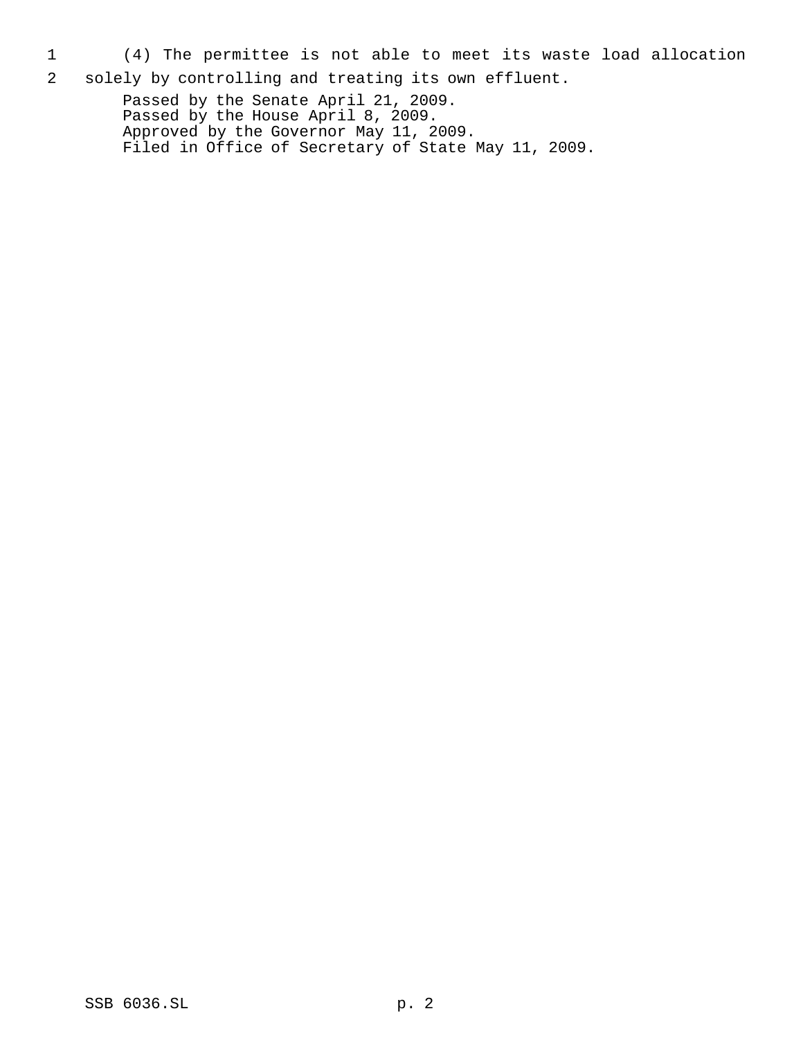(4) The permittee is not able to meet its waste load allocation solely by controlling and treating its own effluent.

Passed by the Senate April 21, 2009.
Passed by the House April 8, 2009.
Approved by the Governor May 11, 2009.
Filed in Office of Secretary of State May 11, 2009.